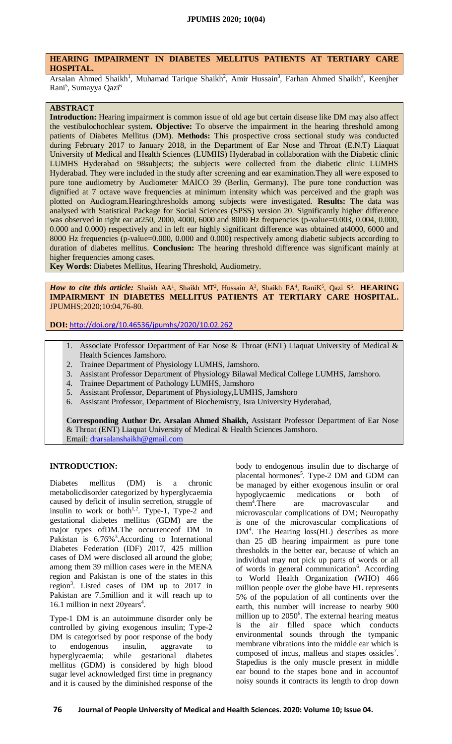## HEARING IMPAIRMENT IN DIABETES MELLITUS PATIENTS AT TERTIARY CARE HOSPITAL.

Arsalan Ahmed Shaikh[1], Muhamad Tarique Shaikh[2], Amir Hussain[3], Farhan Ahmed Shaikh[4], Keenjher Rani[5], Sumayya Qazi[6]

### ABSTRACT

**Introduction:** Hearing impairment is common issue of old age but certain disease like DM may also affect the vestibulochochlear system**. Objective:** To observe the impairment in the hearing threshold among patients of Diabetes Mellitus (DM). **Methods:** This prospective cross sectional study was conducted during February 2017 to January 2018, in the Department of Ear Nose and Throat (E.N.T) Liaquat University of Medical and Health Sciences (LUMHS) Hyderabad in collaboration with the Diabetic clinic LUMHS Hyderabad on 98subjects; the subjects were collected from the diabetic clinic LUMHS Hyderabad. They were included in the study after screening and ear examination.They all were exposed to pure tone audiometry by Audiometer MAICO 39 (Berlin, Germany). The pure tone conduction was dignified at 7 octave wave frequencies at minimum intensity which was perceived and the graph was plotted on Audiogram.Hearingthresholds among subjects were investigated. **Results:** The data was analysed with Statistical Package for Social Sciences (SPSS) version 20. Significantly higher difference was observed in right ear at250, 2000, 4000, 6000 and 8000 Hz frequencies (p-value=0.003, 0.004, 0.000, 0.000 and 0.000) respectively and in left ear highly significant difference was obtained at4000, 6000 and 8000 Hz frequencies (p-value=0.000, 0.000 and 0.000) respectively among diabetic subjects according to duration of diabetes mellitus. **Conclusion:** The hearing threshold difference was significant mainly at higher frequencies among cases.

**Key Words**: Diabetes Mellitus, Hearing Threshold, Audiometry.

***How to cite this article:*** Shaikh AA[1], Shaikh MT[2], Hussain A[3], Shaikh FA[4], RaniK[5], Qazi S[6]. **HEARING IMPAIRMENT IN DIABETES MELLITUS PATIENTS AT TERTIARY CARE HOSPITAL.** JPUMHS;2020;10:04,76-80.

**DOI:** http://doi.org/10.46536/jpumhs/2020/10.02.262

1. Associate Professor Department of Ear Nose & Throat (ENT) Liaquat University of Medical & Health Sciences Jamshoro.
2. Trainee Department of Physiology LUMHS, Jamshoro.
3. Assistant Professor Department of Physiology Bilawal Medical College LUMHS, Jamshoro.
4. Trainee Department of Pathology LUMHS, Jamshoro
5. Assistant Professor, Department of Physiology,LUMHS, Jamshoro
6. Assistant Professor, Department of Biochemistry, Isra University Hyderabad,

**Corresponding Author Dr. Arsalan Ahmed Shaikh,** Assistant Professor Department of Ear Nose & Throat (ENT) Liaquat University of Medical & Health Sciences Jamshoro.
Email: drarsalanshaikh@gmail.com

### INTRODUCTION:

Diabetes mellitus (DM) is a chronic metabolicdisorder categorized by hyperglycaemia caused by deficit of insulin secretion, struggle of insulin to work or both[1,2]. Type-1, Type-2 and gestational diabetes mellitus (GDM) are the major types ofDM.The occurrenceof DM in Pakistan is 6.76%[3].According to International Diabetes Federation (IDF) 2017, 425 million cases of DM were disclosed all around the globe; among them 39 million cases were in the MENA region and Pakistan is one of the states in this region[3]. Listed cases of DM up to 2017 in Pakistan are 7.5million and it will reach up to 16.1 million in next 20years[4].

Type-1 DM is an autoimmune disorder only be controlled by giving exogenous insulin; Type-2 DM is categorised by poor response of the body to endogenous insulin, aggravate to hyperglycaemia; while gestational diabetes mellitus (GDM) is considered by high blood sugar level acknowledged first time in pregnancy and it is caused by the diminished response of the body to endogenous insulin due to discharge of placental hormones[5]. Type-2 DM and GDM can be managed by either exogenous insulin or oral hypoglycaemic medications or both of them[4].There are macrovascular and microvascular complications of DM; Neuropathy is one of the microvascular complications of DM[4]. The Hearing loss(HL) describes as more than 25 dB hearing impairment as pure tone thresholds in the better ear, because of which an individual may not pick up parts of words or all of words in general communication[6]. According to World Health Organization (WHO) 466 million people over the globe have HL represents 5% of the population of all continents over the earth, this number will increase to nearby 900 million up to 2050[6]. The external hearing meatus is the air filled space which conducts environmental sounds through the tympanic membrane vibrations into the middle ear which is composed of incus, malleus and stapes ossicles[7]. Stapedius is the only muscle present in middle ear bound to the stapes bone and in accountof noisy sounds it contracts its length to drop down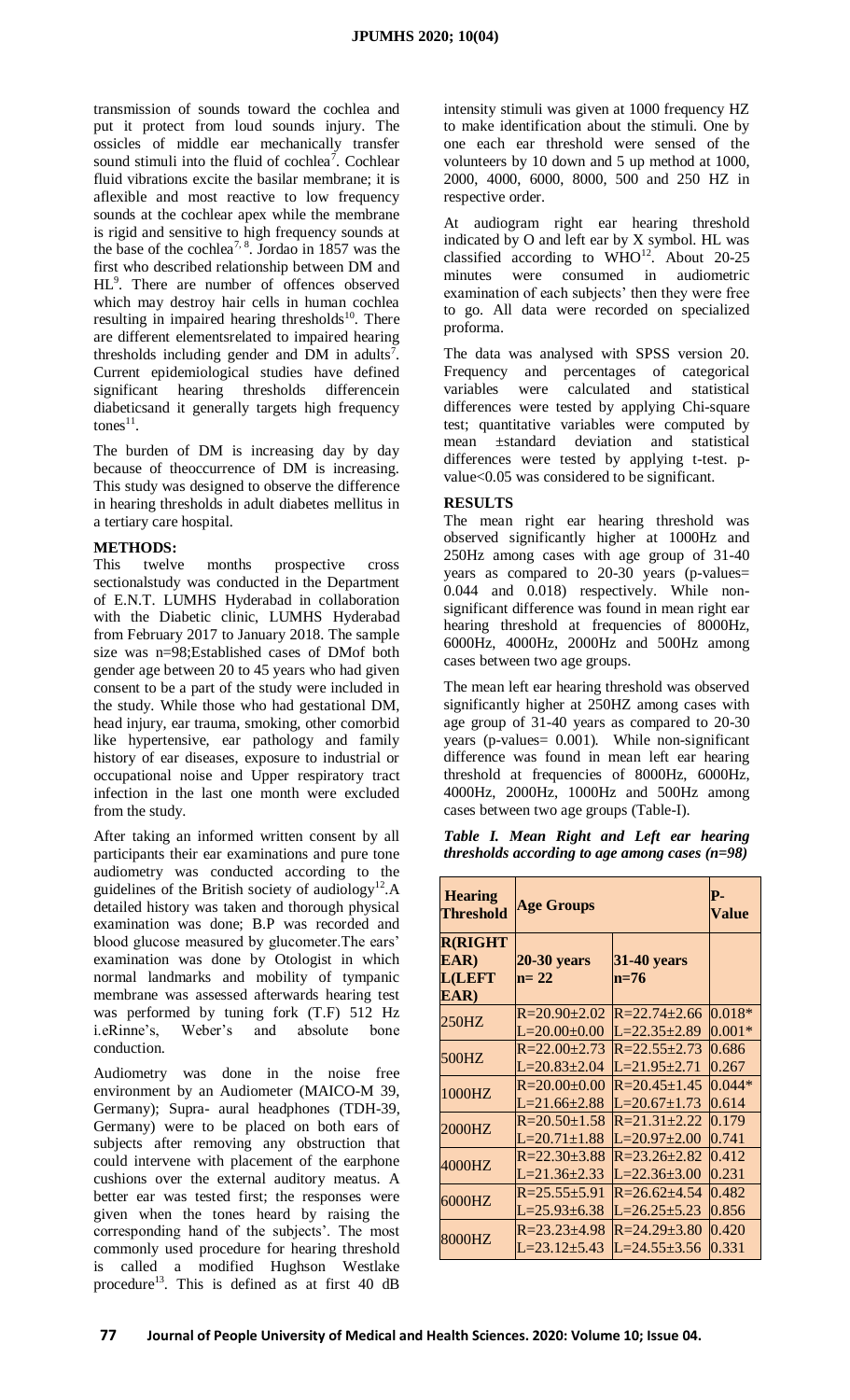transmission of sounds toward the cochlea and put it protect from loud sounds injury. The ossicles of middle ear mechanically transfer sound stimuli into the fluid of cochlea[7]. Cochlear fluid vibrations excite the basilar membrane; it is aflexible and most reactive to low frequency sounds at the cochlear apex while the membrane is rigid and sensitive to high frequency sounds at the base of the cochlea[7, 8]. Jordao in 1857 was the first who described relationship between DM and HL[9]. There are number of offences observed which may destroy hair cells in human cochlea resulting in impaired hearing thresholds[10]. There are different elementsrelated to impaired hearing thresholds including gender and DM in adults[7]. Current epidemiological studies have defined significant hearing thresholds differencein diabeticsand it generally targets high frequency tones[11].

The burden of DM is increasing day by day because of theoccurrence of DM is increasing. This study was designed to observe the difference in hearing thresholds in adult diabetes mellitus in a tertiary care hospital.

## METHODS:

This twelve months prospective cross sectionalstudy was conducted in the Department of E.N.T. LUMHS Hyderabad in collaboration with the Diabetic clinic, LUMHS Hyderabad from February 2017 to January 2018. The sample size was n=98;Established cases of DMof both gender age between 20 to 45 years who had given consent to be a part of the study were included in the study. While those who had gestational DM, head injury, ear trauma, smoking, other comorbid like hypertensive, ear pathology and family history of ear diseases, exposure to industrial or occupational noise and Upper respiratory tract infection in the last one month were excluded from the study.

After taking an informed written consent by all participants their ear examinations and pure tone audiometry was conducted according to the guidelines of the British society of audiology[12].A detailed history was taken and thorough physical examination was done; B.P was recorded and blood glucose measured by glucometer.The ears' examination was done by Otologist in which normal landmarks and mobility of tympanic membrane was assessed afterwards hearing test was performed by tuning fork (T.F) 512 Hz i.eRinne's, Weber's and absolute bone conduction.

Audiometry was done in the noise free environment by an Audiometer (MAICO-M 39, Germany); Supra- aural headphones (TDH-39, Germany) were to be placed on both ears of subjects after removing any obstruction that could intervene with placement of the earphone cushions over the external auditory meatus. A better ear was tested first; the responses were given when the tones heard by raising the corresponding hand of the subjects'. The most commonly used procedure for hearing threshold is called a modified Hughson Westlake procedure[13]. This is defined as at first 40 dB intensity stimuli was given at 1000 frequency HZ to make identification about the stimuli. One by one each ear threshold were sensed of the volunteers by 10 down and 5 up method at 1000, 2000, 4000, 6000, 8000, 500 and 250 HZ in respective order.

At audiogram right ear hearing threshold indicated by O and left ear by X symbol. HL was classified according to WHO[12]. About 20-25 minutes were consumed in audiometric examination of each subjects' then they were free to go. All data were recorded on specialized proforma.

The data was analysed with SPSS version 20. Frequency and percentages of categorical variables were calculated and statistical differences were tested by applying Chi-square test; quantitative variables were computed by mean ±standard deviation and statistical differences were tested by applying t-test. p-value<0.05 was considered to be significant.

## RESULTS

The mean right ear hearing threshold was observed significantly higher at 1000Hz and 250Hz among cases with age group of 31-40 years as compared to 20-30 years (p-values= 0.044 and 0.018) respectively. While non-significant difference was found in mean right ear hearing threshold at frequencies of 8000Hz, 6000Hz, 4000Hz, 2000Hz and 500Hz among cases between two age groups.

The mean left ear hearing threshold was observed significantly higher at 250HZ among cases with age group of 31-40 years as compared to 20-30 years (p-values= 0.001). While non-significant difference was found in mean left ear hearing threshold at frequencies of 8000Hz, 6000Hz, 4000Hz, 2000Hz, 1000Hz and 500Hz among cases between two age groups (Table-I).

***Table I. Mean Right and Left ear hearing thresholds according to age among cases (n=98)***

| Hearing Threshold | Age Groups | | P-Value |
|---|---|---|---|
| R(RIGHT EAR) L(LEFT EAR) | 20-30 years n= 22 | 31-40 years n=76 | |
| 250HZ | R=20.90±2.02<br>L=20.00±0.00 | R=22.74±2.66<br>L=22.35±2.89 | 0.018*<br>0.001* |
| 500HZ | R=22.00±2.73<br>L=20.83±2.04 | R=22.55±2.73<br>L=21.95±2.71 | 0.686<br>0.267 |
| 1000HZ | R=20.00±0.00<br>L=21.66±2.88 | R=20.45±1.45<br>L=20.67±1.73 | 0.044*<br>0.614 |
| 2000HZ | R=20.50±1.58<br>L=20.71±1.88 | R=21.31±2.22<br>L=20.97±2.00 | 0.179<br>0.741 |
| 4000HZ | R=22.30±3.88<br>L=21.36±2.33 | R=23.26±2.82<br>L=22.36±3.00 | 0.412<br>0.231 |
| 6000HZ | R=25.55±5.91<br>L=25.93±6.38 | R=26.62±4.54<br>L=26.25±5.23 | 0.482<br>0.856 |
| 8000HZ | R=23.23±4.98<br>L=23.12±5.43 | R=24.29±3.80<br>L=24.55±3.56 | 0.420<br>0.331 |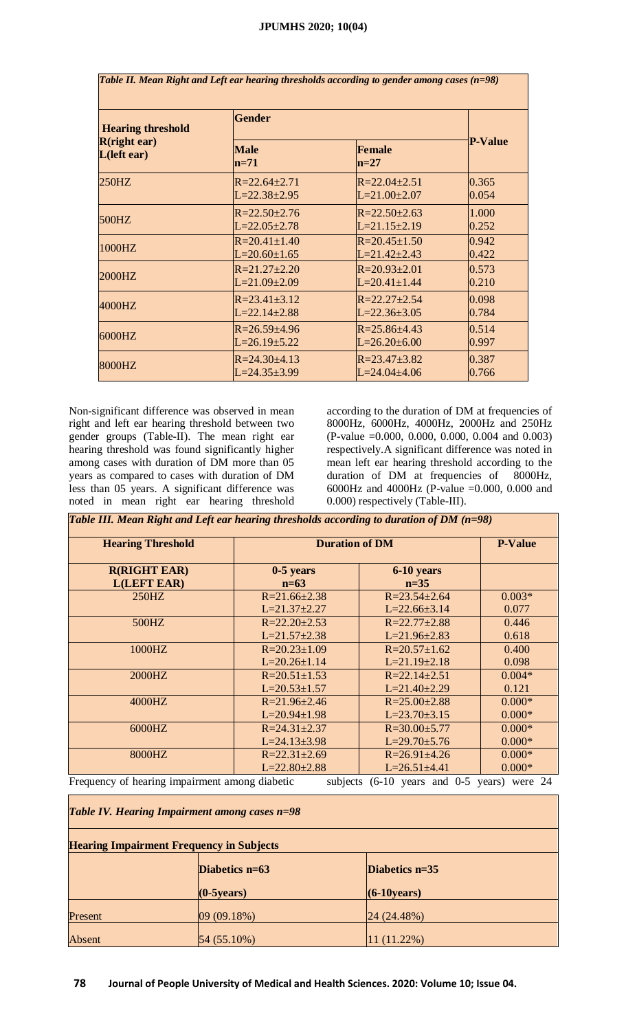*Table II. Mean Right and Left ear hearing thresholds according to gender among cases (n=98)*

| Hearing threshold R(right ear) L(left ear) | Gender | | P-Value |
|---|---|---|---|
| | Male n=71 | Female n=27 | |
| 250HZ | R=22.64±2.71 L=22.38±2.95 | R=22.04±2.51 L=21.00±2.07 | 0.365 0.054 |
| 500HZ | R=22.50±2.76 L=22.05±2.78 | R=22.50±2.63 L=21.15±2.19 | 1.000 0.252 |
| 1000HZ | R=20.41±1.40 L=20.60±1.65 | R=20.45±1.50 L=21.42±2.43 | 0.942 0.422 |
| 2000HZ | R=21.27±2.20 L=21.09±2.09 | R=20.93±2.01 L=20.41±1.44 | 0.573 0.210 |
| 4000HZ | R=23.41±3.12 L=22.14±2.88 | R=22.27±2.54 L=22.36±3.05 | 0.098 0.784 |
| 6000HZ | R=26.59±4.96 L=26.19±5.22 | R=25.86±4.43 L=26.20±6.00 | 0.514 0.997 |
| 8000HZ | R=24.30±4.13 L=24.35±3.99 | R=23.47±3.82 L=24.04±4.06 | 0.387 0.766 |

Non-significant difference was observed in mean right and left ear hearing threshold between two gender groups (Table-II). The mean right ear hearing threshold was found significantly higher among cases with duration of DM more than 05 years as compared to cases with duration of DM less than 05 years. A significant difference was noted in mean right ear hearing threshold according to the duration of DM at frequencies of 8000Hz, 6000Hz, 4000Hz, 2000Hz and 250Hz (P-value =0.000, 0.000, 0.000, 0.004 and 0.003) respectively.A significant difference was noted in mean left ear hearing threshold according to the duration of DM at frequencies of 8000Hz, 6000Hz and 4000Hz (P-value =0.000, 0.000 and 0.000) respectively (Table-III).

*Table III. Mean Right and Left ear hearing thresholds according to duration of DM (n=98)*

| Hearing Threshold | Duration of DM | | P-Value |
|---|---|---|---|
| R(RIGHT EAR) L(LEFT EAR) | 0-5 years n=63 | 6-10 years n=35 | |
| 250HZ | R=21.66±2.38 L=21.37±2.27 | R=23.54±2.64 L=22.66±3.14 | 0.003* 0.077 |
| 500HZ | R=22.20±2.53 L=21.57±2.38 | R=22.77±2.88 L=21.96±2.83 | 0.446 0.618 |
| 1000HZ | R=20.23±1.09 L=20.26±1.14 | R=20.57±1.62 L=21.19±2.18 | 0.400 0.098 |
| 2000HZ | R=20.51±1.53 L=20.53±1.57 | R=22.14±2.51 L=21.40±2.29 | 0.004* 0.121 |
| 4000HZ | R=21.96±2.46 L=20.94±1.98 | R=25.00±2.88 L=23.70±3.15 | 0.000* 0.000* |
| 6000HZ | R=24.31±2.37 L=24.13±3.98 | R=30.00±5.77 L=29.70±5.76 | 0.000* 0.000* |
| 8000HZ | R=22.31±2.69 L=22.80±2.88 | R=26.91±4.26 L=26.51±4.41 | 0.000* 0.000* |

Frequency of hearing impairment among diabetic subjects (6-10 years and 0-5 years) were 24

*Table IV. Hearing Impairment among cases n=98*

| Hearing Impairment Frequency in Subjects | | |
|---|---|---|
| | Diabetics n=63 (0-5years) | Diabetics n=35 (6-10years) |
| Present | 09 (09.18%) | 24 (24.48%) |
| Absent | 54 (55.10%) | 11 (11.22%) |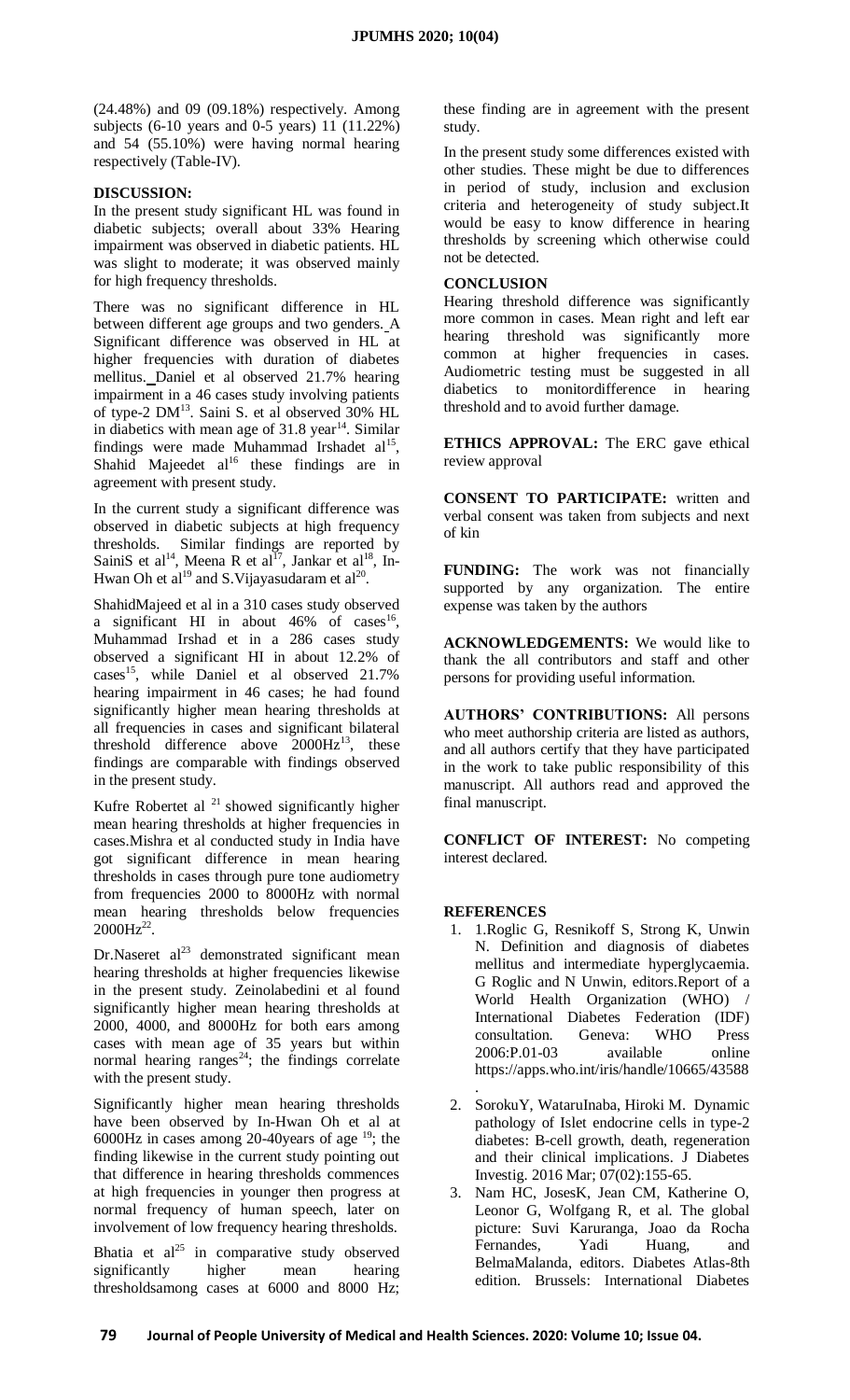(24.48%) and 09 (09.18%) respectively. Among subjects (6-10 years and 0-5 years) 11 (11.22%) and 54 (55.10%) were having normal hearing respectively (Table-IV).

## DISCUSSION:

In the present study significant HL was found in diabetic subjects; overall about 33% Hearing impairment was observed in diabetic patients. HL was slight to moderate; it was observed mainly for high frequency thresholds.

There was no significant difference in HL between different age groups and two genders. A Significant difference was observed in HL at higher frequencies with duration of diabetes mellitus. Daniel et al observed 21.7% hearing impairment in a 46 cases study involving patients of type-2 DM[13]. Saini S. et al observed 30% HL in diabetics with mean age of 31.8 year[14]. Similar findings were made Muhammad Irshadet al[15], Shahid Majeedet al[16] these findings are in agreement with present study.

In the current study a significant difference was observed in diabetic subjects at high frequency thresholds. Similar findings are reported by SainiS et al[14], Meena R et al[17], Jankar et al[18], In-Hwan Oh et al[19] and S.Vijayasudaram et al[20].

ShahidMajeed et al in a 310 cases study observed a significant HI in about 46% of cases[16], Muhammad Irshad et in a 286 cases study observed a significant HI in about 12.2% of cases[15], while Daniel et al observed 21.7% hearing impairment in 46 cases; he had found significantly higher mean hearing thresholds at all frequencies in cases and significant bilateral threshold difference above 2000Hz[13], these findings are comparable with findings observed in the present study.

Kufre Robertet al [21] showed significantly higher mean hearing thresholds at higher frequencies in cases.Mishra et al conducted study in India have got significant difference in mean hearing thresholds in cases through pure tone audiometry from frequencies 2000 to 8000Hz with normal mean hearing thresholds below frequencies 2000Hz[22].

Dr.Naseret al[23] demonstrated significant mean hearing thresholds at higher frequencies likewise in the present study. Zeinolabedini et al found significantly higher mean hearing thresholds at 2000, 4000, and 8000Hz for both ears among cases with mean age of 35 years but within normal hearing ranges[24]; the findings correlate with the present study.

Significantly higher mean hearing thresholds have been observed by In-Hwan Oh et al at 6000Hz in cases among 20-40years of age [19]; the finding likewise in the current study pointing out that difference in hearing thresholds commences at high frequencies in younger then progress at normal frequency of human speech, later on involvement of low frequency hearing thresholds.

Bhatia et al[25] in comparative study observed significantly higher mean hearing thresholdsamong cases at 6000 and 8000 Hz; these finding are in agreement with the present study.

In the present study some differences existed with other studies. These might be due to differences in period of study, inclusion and exclusion criteria and heterogeneity of study subject.It would be easy to know difference in hearing thresholds by screening which otherwise could not be detected.

## CONCLUSION

Hearing threshold difference was significantly more common in cases. Mean right and left ear hearing threshold was significantly more common at higher frequencies in cases. Audiometric testing must be suggested in all diabetics to monitordifference in hearing threshold and to avoid further damage.

**ETHICS APPROVAL:** The ERC gave ethical review approval

**CONSENT TO PARTICIPATE:** written and verbal consent was taken from subjects and next of kin

**FUNDING:** The work was not financially supported by any organization. The entire expense was taken by the authors

**ACKNOWLEDGEMENTS:** We would like to thank the all contributors and staff and other persons for providing useful information.

**AUTHORS' CONTRIBUTIONS:** All persons who meet authorship criteria are listed as authors, and all authors certify that they have participated in the work to take public responsibility of this manuscript. All authors read and approved the final manuscript.

**CONFLICT OF INTEREST:** No competing interest declared.

## REFERENCES

1. 1.Roglic G, Resnikoff S, Strong K, Unwin N. Definition and diagnosis of diabetes mellitus and intermediate hyperglycaemia. G Roglic and N Unwin, editors.Report of a World Health Organization (WHO) / International Diabetes Federation (IDF) consultation. Geneva: WHO Press 2006:P.01-03 available online https://apps.who.int/iris/handle/10665/43588 .
2. SorokuY, WataruInaba, Hiroki M. Dynamic pathology of Islet endocrine cells in type-2 diabetes: Β-cell growth, death, regeneration and their clinical implications. J Diabetes Investig. 2016 Mar; 07(02):155-65.
3. Nam HC, JosesK, Jean CM, Katherine O, Leonor G, Wolfgang R, et al. The global picture: Suvi Karuranga, Joao da Rocha Fernandes, Yadi Huang, and BelmaMalanda, editors. Diabetes Atlas-8th edition. Brussels: International Diabetes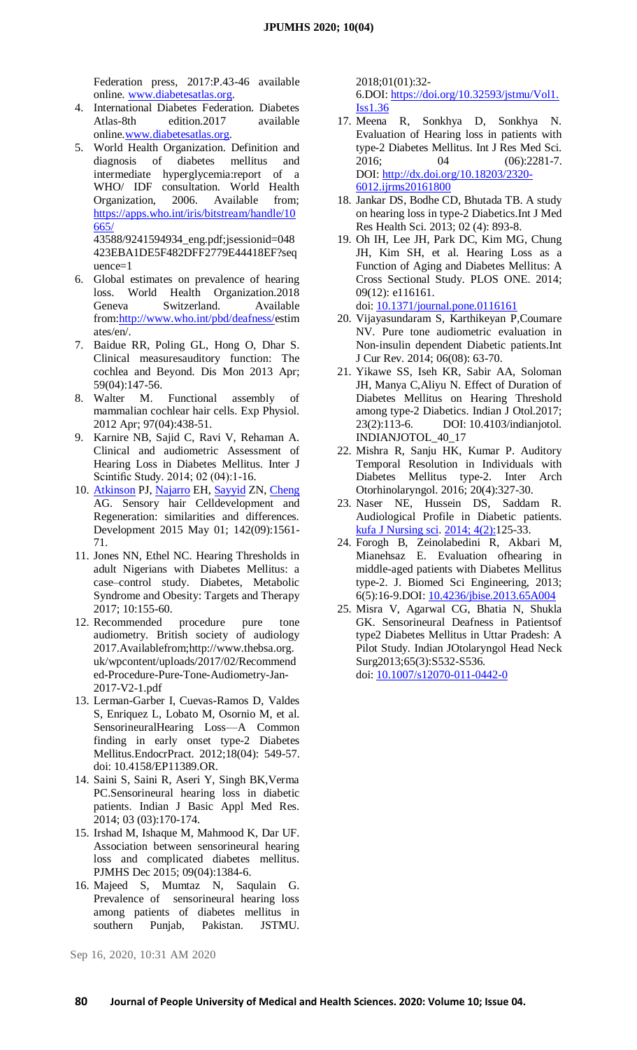Federation press, 2017:P.43-46 available online. www.diabetesatlas.org.

4. International Diabetes Federation. Diabetes Atlas-8th edition.2017 available online.www.diabetesatlas.org.
5. World Health Organization. Definition and diagnosis of diabetes mellitus and intermediate hyperglycemia:report of a WHO/ IDF consultation. World Health Organization, 2006. Available from; https://apps.who.int/iris/bitstream/handle/10665/43588/9241594934_eng.pdf;jsessionid=048423EBA1DE5F482DFF2779E44418EF?sequence=1
6. Global estimates on prevalence of hearing loss. World Health Organization.2018 Geneva Switzerland. Available from:http://www.who.int/pbd/deafness/estimates/en/.
7. Baidue RR, Poling GL, Hong O, Dhar S. Clinical measuresauditory function: The cochlea and Beyond. Dis Mon 2013 Apr; 59(04):147-56.
8. Walter M. Functional assembly of mammalian cochlear hair cells. Exp Physiol. 2012 Apr; 97(04):438-51.
9. Karnire NB, Sajid C, Ravi V, Rehaman A. Clinical and audiometric Assessment of Hearing Loss in Diabetes Mellitus. Inter J Scintific Study. 2014; 02 (04):1-16.
10. Atkinson PJ, Najarro EH, Sayyid ZN, Cheng AG. Sensory hair Celldevelopment and Regeneration: similarities and differences. Development 2015 May 01; 142(09):1561-71.
11. Jones NN, Ethel NC. Hearing Thresholds in adult Nigerians with Diabetes Mellitus: a case–control study. Diabetes, Metabolic Syndrome and Obesity: Targets and Therapy 2017; 10:155-60.
12. Recommended procedure pure tone audiometry. British society of audiology 2017.Availablefrom;http://www.thebsa.org.uk/wpcontent/uploads/2017/02/Recommended-Procedure-Pure-Tone-Audiometry-Jan-2017-V2-1.pdf
13. Lerman-Garber I, Cuevas-Ramos D, Valdes S, Enriquez L, Lobato M, Osornio M, et al. SensorineuralHearing Loss—A Common finding in early onset type-2 Diabetes Mellitus.EndocrPract. 2012;18(04): 549-57. doi: 10.4158/EP11389.OR.
14. Saini S, Saini R, Aseri Y, Singh BK,Verma PC.Sensorineural hearing loss in diabetic patients. Indian J Basic Appl Med Res. 2014; 03 (03):170-174.
15. Irshad M, Ishaque M, Mahmood K, Dar UF. Association between sensorineural hearing loss and complicated diabetes mellitus. PJMHS Dec 2015; 09(04):1384-6.
16. Majeed S, Mumtaz N, Saqulain G. Prevalence of sensorineural hearing loss among patients of diabetes mellitus in southern Punjab, Pakistan. JSTMU. 2018;01(01):32-6.DOI: https://doi.org/10.32593/jstmu/Vol1.Iss1.36
17. Meena R, Sonkhya D, Sonkhya N. Evaluation of Hearing loss in patients with type-2 Diabetes Mellitus. Int J Res Med Sci. 2016; 04 (06):2281-7. DOI: http://dx.doi.org/10.18203/2320-6012.ijrms20161800
18. Jankar DS, Bodhe CD, Bhutada TB. A study on hearing loss in type-2 Diabetics.Int J Med Res Health Sci. 2013; 02 (4): 893-8.
19. Oh IH, Lee JH, Park DC, Kim MG, Chung JH, Kim SH, et al. Hearing Loss as a Function of Aging and Diabetes Mellitus: A Cross Sectional Study. PLOS ONE. 2014; 09(12): e116161. doi: 10.1371/journal.pone.0116161
20. Vijayasundaram S, Karthikeyan P,Coumare NV. Pure tone audiometric evaluation in Non-insulin dependent Diabetic patients.Int J Cur Rev. 2014; 06(08): 63-70.
21. Yikawe SS, Iseh KR, Sabir AA, Soloman JH, Manya C,Aliyu N. Effect of Duration of Diabetes Mellitus on Hearing Threshold among type-2 Diabetics. Indian J Otol.2017; 23(2):113-6. DOI: 10.4103/indianjotol.INDIANJOTOL_40_17
22. Mishra R, Sanju HK, Kumar P. Auditory Temporal Resolution in Individuals with Diabetes Mellitus type-2. Inter Arch Otorhinolaryngol. 2016; 20(4):327-30.
23. Naser NE, Hussein DS, Saddam R. Audiological Profile in Diabetic patients. kufa J Nursing sci. 2014; 4(2):125-33.
24. Forogh B, Zeinolabedini R, Akbari M, Mianehsaz E. Evaluation ofhearing in middle-aged patients with Diabetes Mellitus type-2. J. Biomed Sci Engineering, 2013; 6(5):16-9.DOI: 10.4236/jbise.2013.65A004
25. Misra V, Agarwal CG, Bhatia N, Shukla GK. Sensorineural Deafness in Patientsof type2 Diabetes Mellitus in Uttar Pradesh: A Pilot Study. Indian JOtolaryngol Head Neck Surg2013;65(3):S532-S536. doi: 10.1007/s12070-011-0442-0

Sep 16, 2020, 10:31 AM 2020